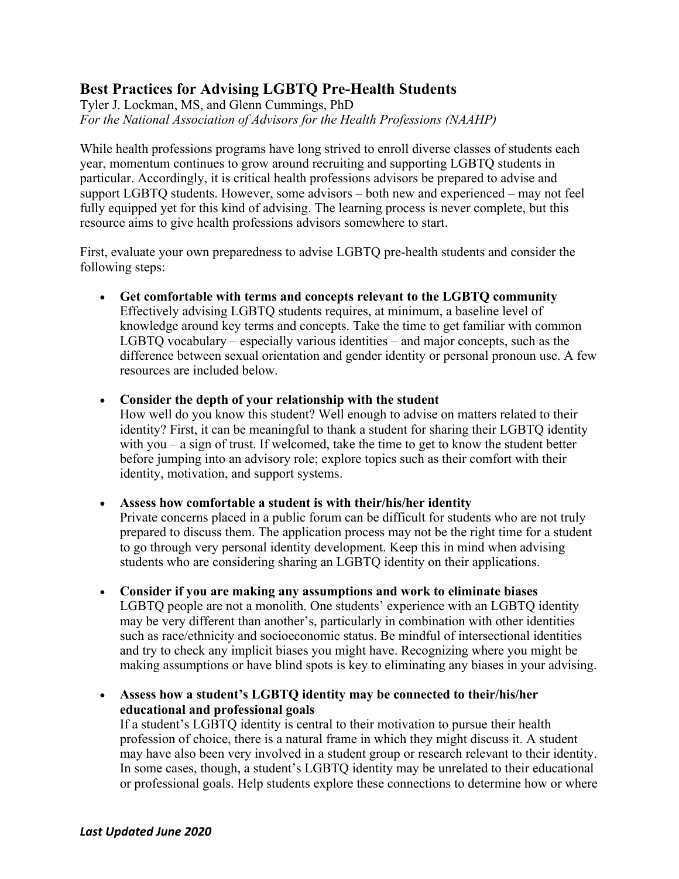# Best Practices for Advising LGBTQ Pre-Health Students

Tyler J. Lockman, MS, and Glenn Cummings, PhD

*For the National Association of Advisors for the Health Professions (NAAHP)*

While health professions programs have long strived to enroll diverse classes of students each year, momentum continues to grow around recruiting and supporting LGBTQ students in particular. Accordingly, it is critical health professions advisors be prepared to advise and support LGBTQ students. However, some advisors – both new and experienced – may not feel fully equipped yet for this kind of advising. The learning process is never complete, but this resource aims to give health professions advisors somewhere to start.

First, evaluate your own preparedness to advise LGBTQ pre-health students and consider the following steps:

- **Get comfortable with terms and concepts relevant to the LGBTQ community**
  Effectively advising LGBTQ students requires, at minimum, a baseline level of knowledge around key terms and concepts. Take the time to get familiar with common LGBTQ vocabulary – especially various identities – and major concepts, such as the difference between sexual orientation and gender identity or personal pronoun use. A few resources are included below.

- **Consider the depth of your relationship with the student**
  How well do you know this student? Well enough to advise on matters related to their identity? First, it can be meaningful to thank a student for sharing their LGBTQ identity with you – a sign of trust. If welcomed, take the time to get to know the student better before jumping into an advisory role; explore topics such as their comfort with their identity, motivation, and support systems.

- **Assess how comfortable a student is with their/his/her identity**
  Private concerns placed in a public forum can be difficult for students who are not truly prepared to discuss them. The application process may not be the right time for a student to go through very personal identity development. Keep this in mind when advising students who are considering sharing an LGBTQ identity on their applications.

- **Consider if you are making any assumptions and work to eliminate biases**
  LGBTQ people are not a monolith. One students' experience with an LGBTQ identity may be very different than another's, particularly in combination with other identities such as race/ethnicity and socioeconomic status. Be mindful of intersectional identities and try to check any implicit biases you might have. Recognizing where you might be making assumptions or have blind spots is key to eliminating any biases in your advising.

- **Assess how a student's LGBTQ identity may be connected to their/his/her educational and professional goals**
  If a student's LGBTQ identity is central to their motivation to pursue their health profession of choice, there is a natural frame in which they might discuss it. A student may have also been very involved in a student group or research relevant to their identity. In some cases, though, a student's LGBTQ identity may be unrelated to their educational or professional goals. Help students explore these connections to determine how or where

***Last Updated June 2020***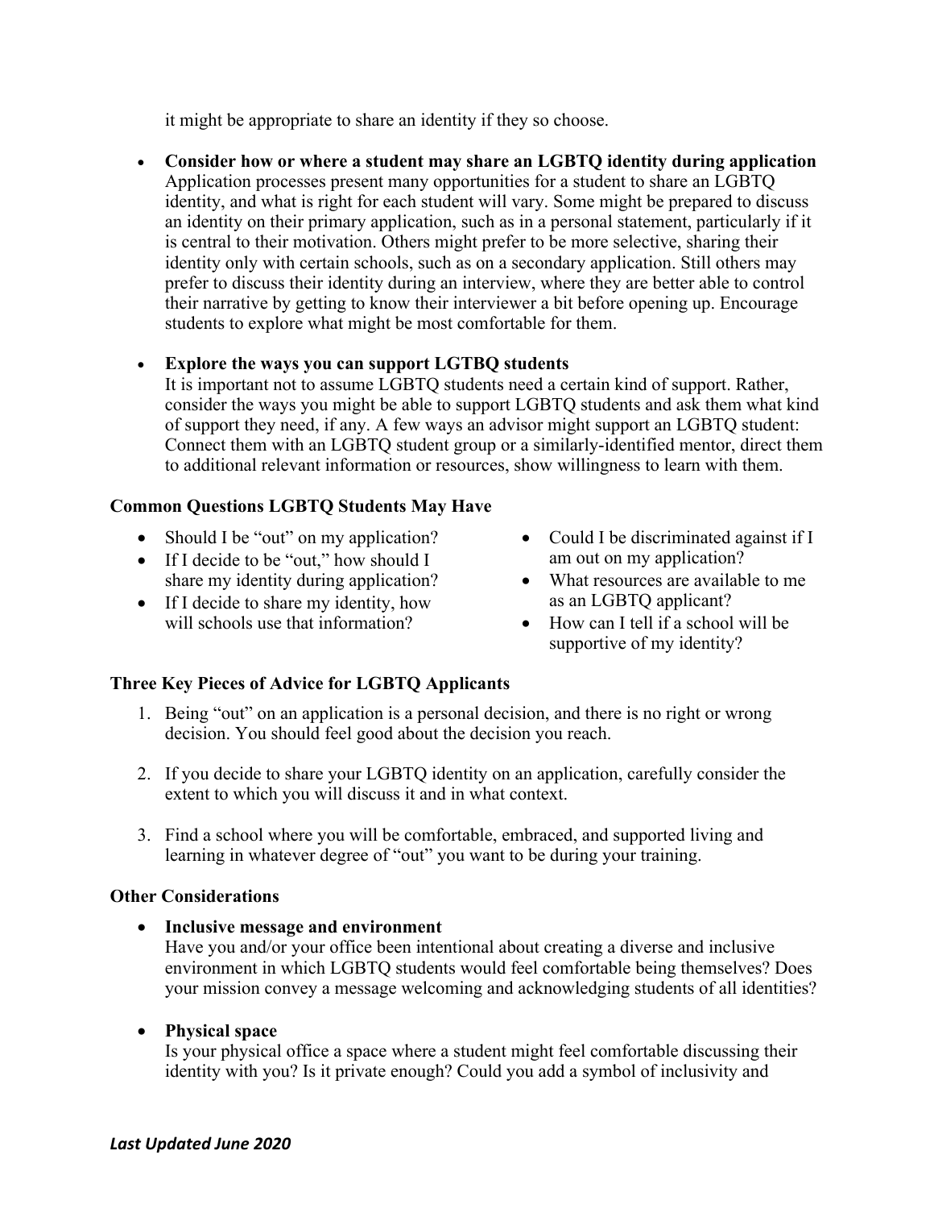it might be appropriate to share an identity if they so choose.

- **Consider how or where a student may share an LGBTQ identity during application**
  Application processes present many opportunities for a student to share an LGBTQ identity, and what is right for each student will vary. Some might be prepared to discuss an identity on their primary application, such as in a personal statement, particularly if it is central to their motivation. Others might prefer to be more selective, sharing their identity only with certain schools, such as on a secondary application. Still others may prefer to discuss their identity during an interview, where they are better able to control their narrative by getting to know their interviewer a bit before opening up. Encourage students to explore what might be most comfortable for them.

- **Explore the ways you can support LGTBQ students**
  It is important not to assume LGBTQ students need a certain kind of support. Rather, consider the ways you might be able to support LGBTQ students and ask them what kind of support they need, if any. A few ways an advisor might support an LGBTQ student: Connect them with an LGBTQ student group or a similarly-identified mentor, direct them to additional relevant information or resources, show willingness to learn with them.

### Common Questions LGBTQ Students May Have

- Should I be "out" on my application?
- If I decide to be "out," how should I share my identity during application?
- If I decide to share my identity, how will schools use that information?
- Could I be discriminated against if I am out on my application?
- What resources are available to me as an LGBTQ applicant?
- How can I tell if a school will be supportive of my identity?

### Three Key Pieces of Advice for LGBTQ Applicants

1. Being "out" on an application is a personal decision, and there is no right or wrong decision. You should feel good about the decision you reach.

2. If you decide to share your LGBTQ identity on an application, carefully consider the extent to which you will discuss it and in what context.

3. Find a school where you will be comfortable, embraced, and supported living and learning in whatever degree of "out" you want to be during your training.

### Other Considerations

- **Inclusive message and environment**
  Have you and/or your office been intentional about creating a diverse and inclusive environment in which LGBTQ students would feel comfortable being themselves? Does your mission convey a message welcoming and acknowledging students of all identities?

- **Physical space**
  Is your physical office a space where a student might feel comfortable discussing their identity with you? Is it private enough? Could you add a symbol of inclusivity and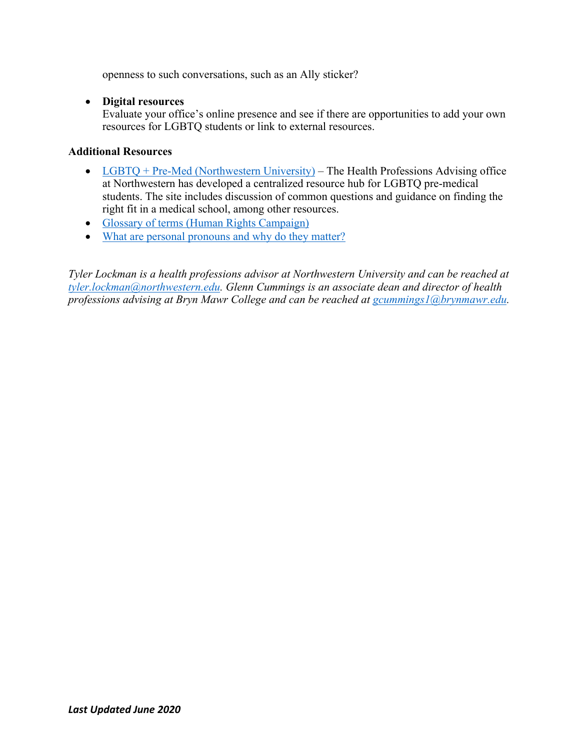openness to such conversations, such as an Ally sticker?

- **Digital resources**
  Evaluate your office's online presence and see if there are opportunities to add your own resources for LGBTQ students or link to external resources.

**Additional Resources**

- LGBTQ + Pre-Med (Northwestern University) – The Health Professions Advising office at Northwestern has developed a centralized resource hub for LGBTQ pre-medical students. The site includes discussion of common questions and guidance on finding the right fit in a medical school, among other resources.
- Glossary of terms (Human Rights Campaign)
- What are personal pronouns and why do they matter?

*Tyler Lockman is a health professions advisor at Northwestern University and can be reached at tyler.lockman@northwestern.edu. Glenn Cummings is an associate dean and director of health professions advising at Bryn Mawr College and can be reached at gcummings1@brynmawr.edu.*

***Last Updated June 2020***